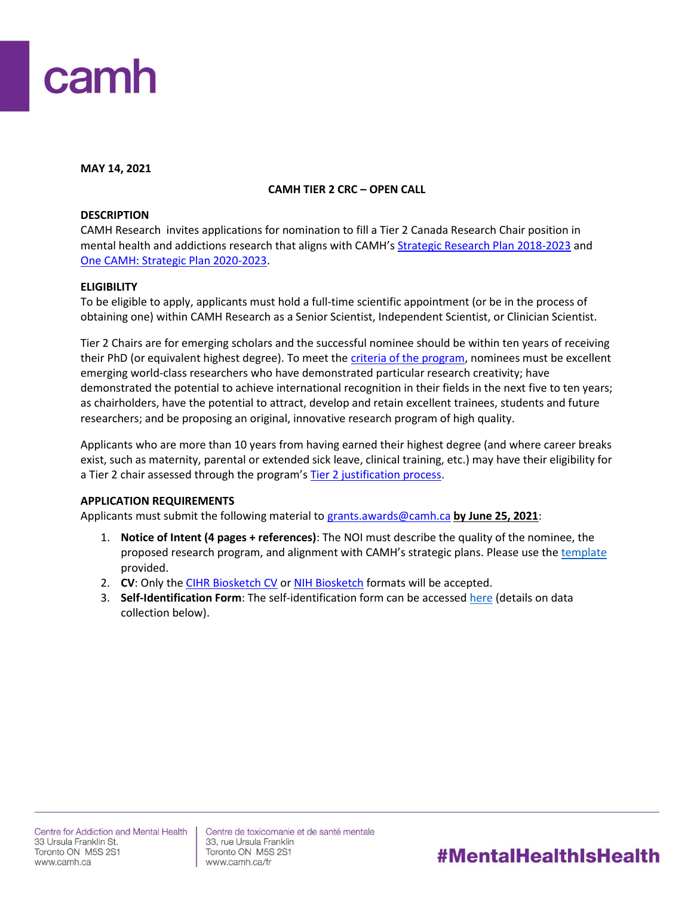camh

**MAY 14, 2021**

**CAMH TIER 2 CRC – OPEN CALL**

**DESCRIPTION**

CAMH Research invites applications for nomination to fill a Tier 2 Canada Research Chair position in mental health and addictions research that aligns with CAMH's Strategic Research Plan 2018-2023 and One CAMH: Strategic Plan 2020-2023.

**ELIGIBILITY**

To be eligible to apply, applicants must hold a full-time scientific appointment (or be in the process of obtaining one) within CAMH Research as a Senior Scientist, Independent Scientist, or Clinician Scientist.

Tier 2 Chairs are for emerging scholars and the successful nominee should be within ten years of receiving their PhD (or equivalent highest degree). To meet the criteria of the program, nominees must be excellent emerging world-class researchers who have demonstrated particular research creativity; have demonstrated the potential to achieve international recognition in their fields in the next five to ten years; as chairholders, have the potential to attract, develop and retain excellent trainees, students and future researchers; and be proposing an original, innovative research program of high quality.

Applicants who are more than 10 years from having earned their highest degree (and where career breaks exist, such as maternity, parental or extended sick leave, clinical training, etc.) may have their eligibility for a Tier 2 chair assessed through the program's Tier 2 justification process.

**APPLICATION REQUIREMENTS**

Applicants must submit the following material to grants.awards@camh.ca **by June 25, 2021**:

1. **Notice of Intent (4 pages + references)**: The NOI must describe the quality of the nominee, the proposed research program, and alignment with CAMH's strategic plans. Please use the template provided.
2. **CV**: Only the CIHR Biosketch CV or NIH Biosketch formats will be accepted.
3. **Self-Identification Form**: The self-identification form can be accessed here (details on data collection below).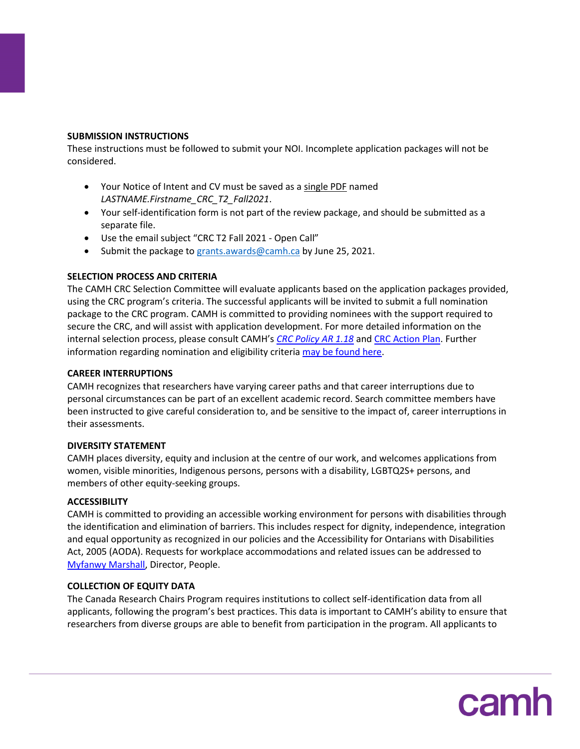## SUBMISSION INSTRUCTIONS

These instructions must be followed to submit your NOI. Incomplete application packages will not be considered.

- Your Notice of Intent and CV must be saved as a single PDF named *LASTNAME.Firstname_CRC_T2_Fall2021*.
- Your self-identification form is not part of the review package, and should be submitted as a separate file.
- Use the email subject "CRC T2 Fall 2021 - Open Call"
- Submit the package to grants.awards@camh.ca by June 25, 2021.

## SELECTION PROCESS AND CRITERIA

The CAMH CRC Selection Committee will evaluate applicants based on the application packages provided, using the CRC program's criteria. The successful applicants will be invited to submit a full nomination package to the CRC program. CAMH is committed to providing nominees with the support required to secure the CRC, and will assist with application development. For more detailed information on the internal selection process, please consult CAMH's *CRC Policy AR 1.18* and CRC Action Plan. Further information regarding nomination and eligibility criteria may be found here.

## CAREER INTERRUPTIONS

CAMH recognizes that researchers have varying career paths and that career interruptions due to personal circumstances can be part of an excellent academic record. Search committee members have been instructed to give careful consideration to, and be sensitive to the impact of, career interruptions in their assessments.

## DIVERSITY STATEMENT

CAMH places diversity, equity and inclusion at the centre of our work, and welcomes applications from women, visible minorities, Indigenous persons, persons with a disability, LGBTQ2S+ persons, and members of other equity-seeking groups.

## ACCESSIBILITY

CAMH is committed to providing an accessible working environment for persons with disabilities through the identification and elimination of barriers. This includes respect for dignity, independence, integration and equal opportunity as recognized in our policies and the Accessibility for Ontarians with Disabilities Act, 2005 (AODA). Requests for workplace accommodations and related issues can be addressed to Myfanwy Marshall, Director, People.

## COLLECTION OF EQUITY DATA

The Canada Research Chairs Program requires institutions to collect self-identification data from all applicants, following the program's best practices. This data is important to CAMH's ability to ensure that researchers from diverse groups are able to benefit from participation in the program. All applicants to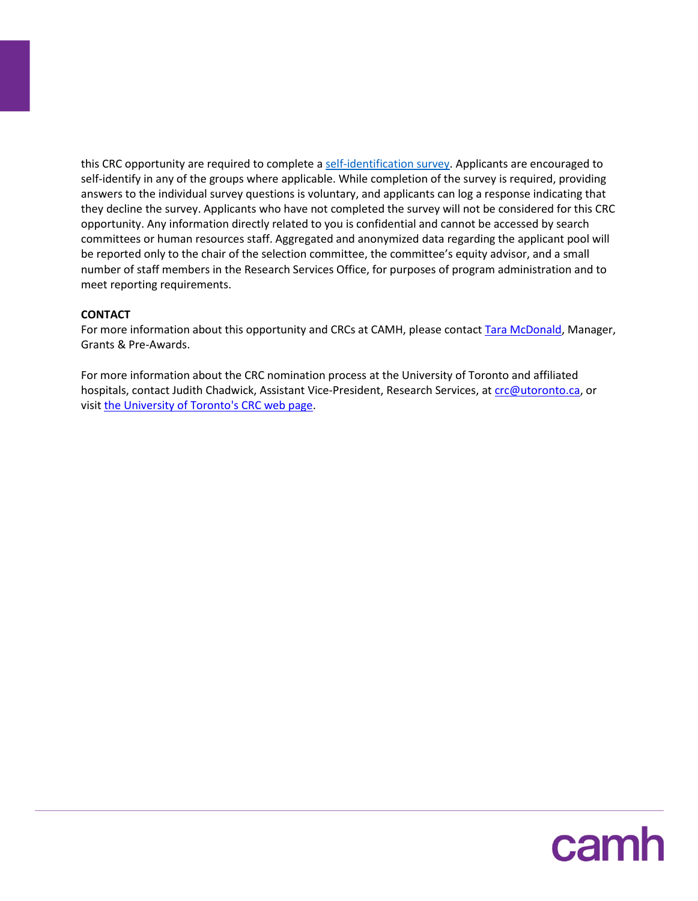this CRC opportunity are required to complete a self-identification survey. Applicants are encouraged to self-identify in any of the groups where applicable. While completion of the survey is required, providing answers to the individual survey questions is voluntary, and applicants can log a response indicating that they decline the survey. Applicants who have not completed the survey will not be considered for this CRC opportunity. Any information directly related to you is confidential and cannot be accessed by search committees or human resources staff. Aggregated and anonymized data regarding the applicant pool will be reported only to the chair of the selection committee, the committee's equity advisor, and a small number of staff members in the Research Services Office, for purposes of program administration and to meet reporting requirements.

**CONTACT**

For more information about this opportunity and CRCs at CAMH, please contact Tara McDonald, Manager, Grants & Pre-Awards.

For more information about the CRC nomination process at the University of Toronto and affiliated hospitals, contact Judith Chadwick, Assistant Vice-President, Research Services, at crc@utoronto.ca, or visit the University of Toronto's CRC web page.